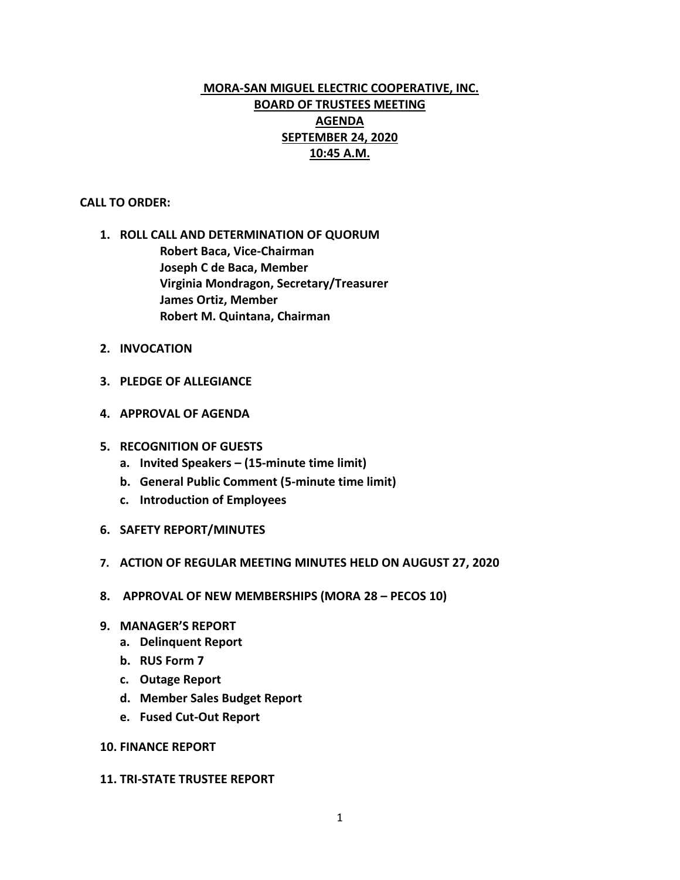# MORA-SAN MIGUEL ELECTRIC COOPERATIVE, INC.
## BOARD OF TRUSTEES MEETING
## AGENDA
## SEPTEMBER 24, 2020
## 10:45 A.M.

**CALL TO ORDER:**

1. **ROLL CALL AND DETERMINATION OF QUORUM**
   - **Robert Baca, Vice-Chairman**
   - **Joseph C de Baca, Member**
   - **Virginia Mondragon, Secretary/Treasurer**
   - **James Ortiz, Member**
   - **Robert M. Quintana, Chairman**

2. **INVOCATION**

3. **PLEDGE OF ALLEGIANCE**

4. **APPROVAL OF AGENDA**

5. **RECOGNITION OF GUESTS**
   a. **Invited Speakers – (15-minute time limit)**
   b. **General Public Comment (5-minute time limit)**
   c. **Introduction of Employees**

6. **SAFETY REPORT/MINUTES**

7. **ACTION OF REGULAR MEETING MINUTES HELD ON AUGUST 27, 2020**

8. **APPROVAL OF NEW MEMBERSHIPS (MORA 28 – PECOS 10)**

9. **MANAGER'S REPORT**
   a. **Delinquent Report**
   b. **RUS Form 7**
   c. **Outage Report**
   d. **Member Sales Budget Report**
   e. **Fused Cut-Out Report**

10. **FINANCE REPORT**

11. **TRI-STATE TRUSTEE REPORT**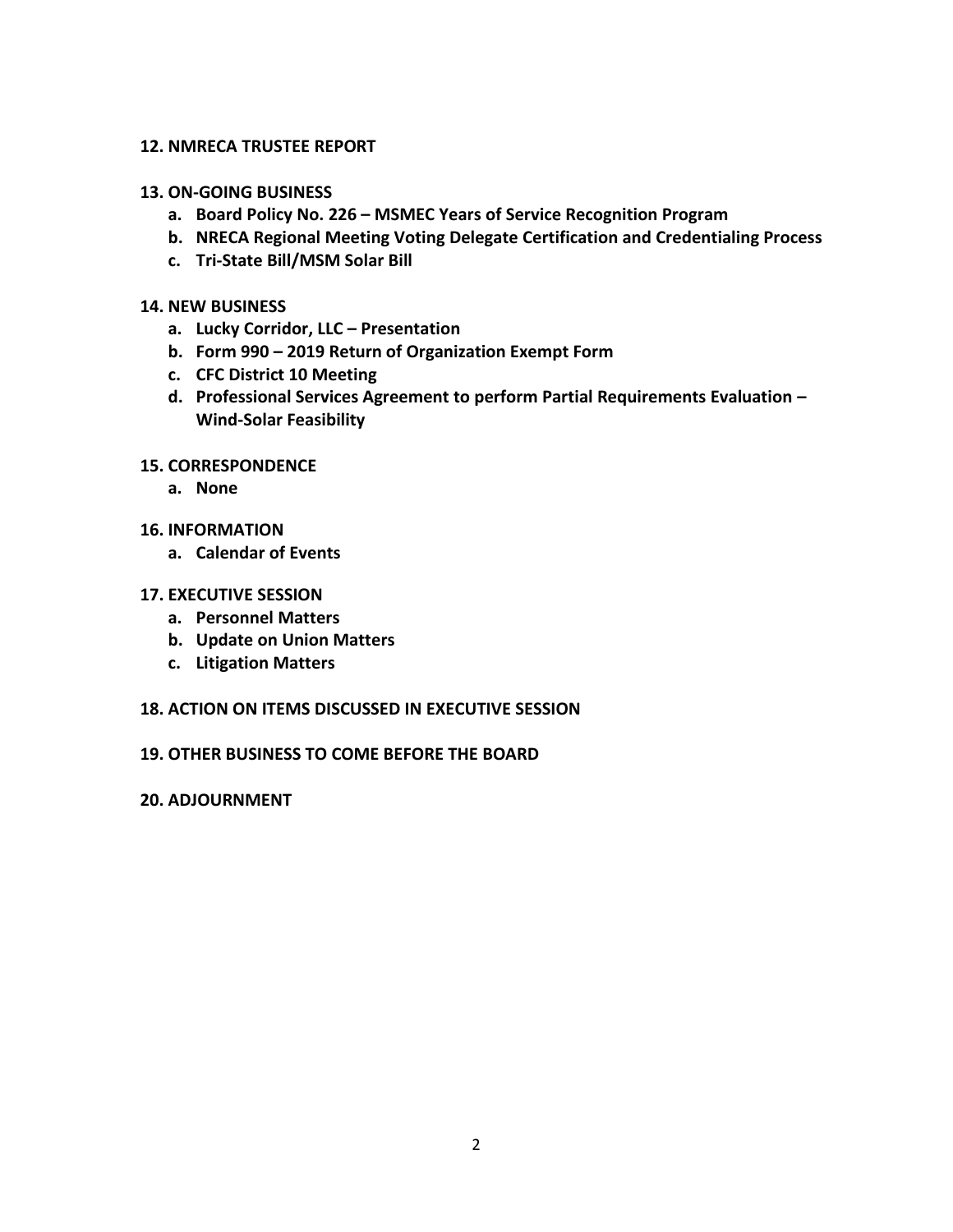**12. NMRECA TRUSTEE REPORT**

**13. ON-GOING BUSINESS**

- **a. Board Policy No. 226 – MSMEC Years of Service Recognition Program**
- **b. NRECA Regional Meeting Voting Delegate Certification and Credentialing Process**
- **c. Tri-State Bill/MSM Solar Bill**

**14. NEW BUSINESS**

- **a. Lucky Corridor, LLC – Presentation**
- **b. Form 990 – 2019 Return of Organization Exempt Form**
- **c. CFC District 10 Meeting**
- **d. Professional Services Agreement to perform Partial Requirements Evaluation – Wind-Solar Feasibility**

**15. CORRESPONDENCE**

- **a. None**

**16. INFORMATION**

- **a. Calendar of Events**

**17. EXECUTIVE SESSION**

- **a. Personnel Matters**
- **b. Update on Union Matters**
- **c. Litigation Matters**

**18. ACTION ON ITEMS DISCUSSED IN EXECUTIVE SESSION**

**19. OTHER BUSINESS TO COME BEFORE THE BOARD**

**20. ADJOURNMENT**